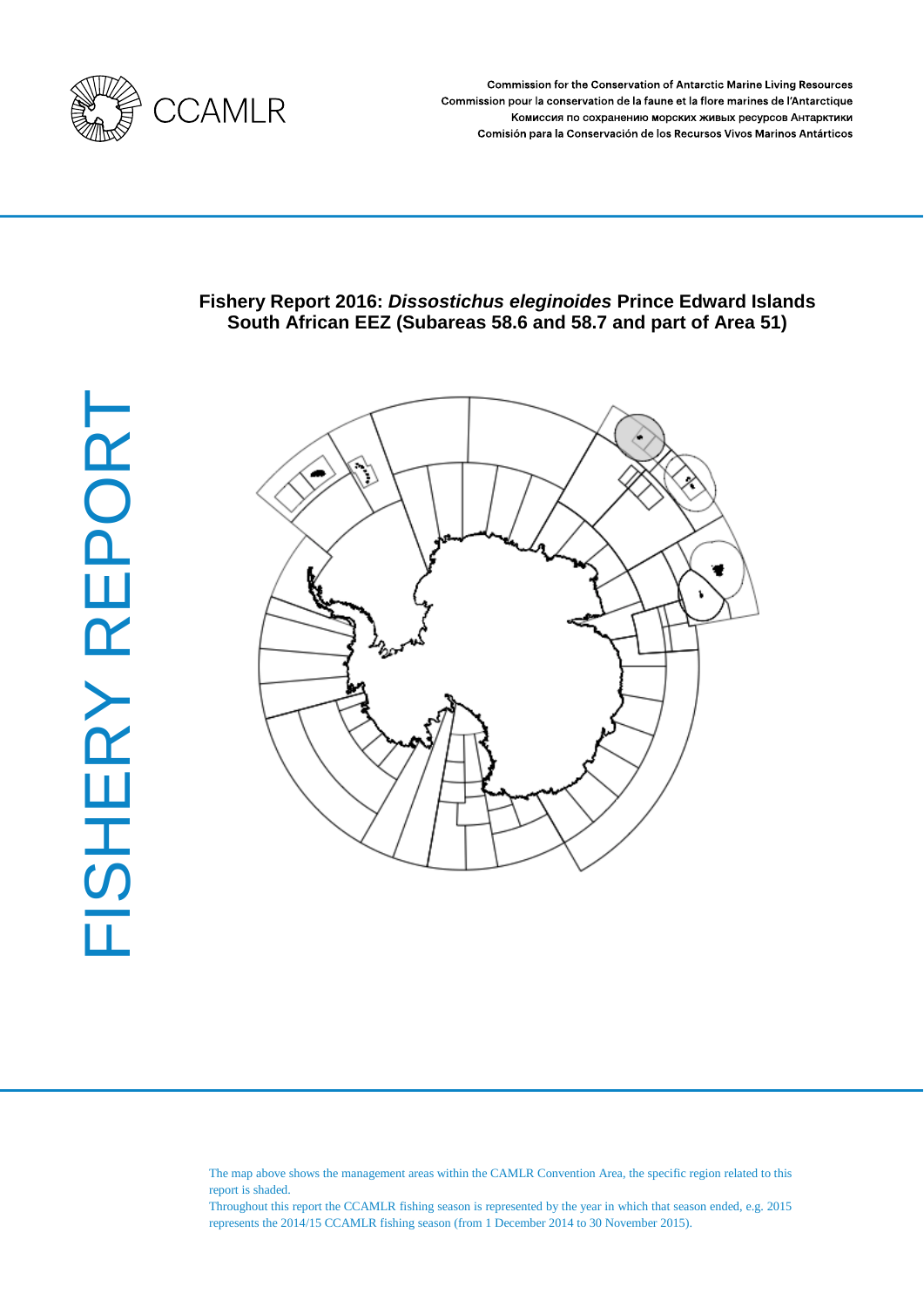CCAMLR

Commission for the Conservation of Antarctic Marine Living Resources
Commission pour la conservation de la faune et la flore marines de l'Antarctique
Комиссия по сохранению морских живых ресурсов Антарктики
Comisión para la Conservación de los Recursos Vivos Marinos Antárticos

# Fishery Report 2016: *Dissostichus eleginoides* Prince Edward Islands South African EEZ (Subareas 58.6 and 58.7 and part of Area 51)

FISHERY REPORT

The map above shows the management areas within the CAMLR Convention Area, the specific region related to this report is shaded.
Throughout this report the CCAMLR fishing season is represented by the year in which that season ended, e.g. 2015 represents the 2014/15 CCAMLR fishing season (from 1 December 2014 to 30 November 2015).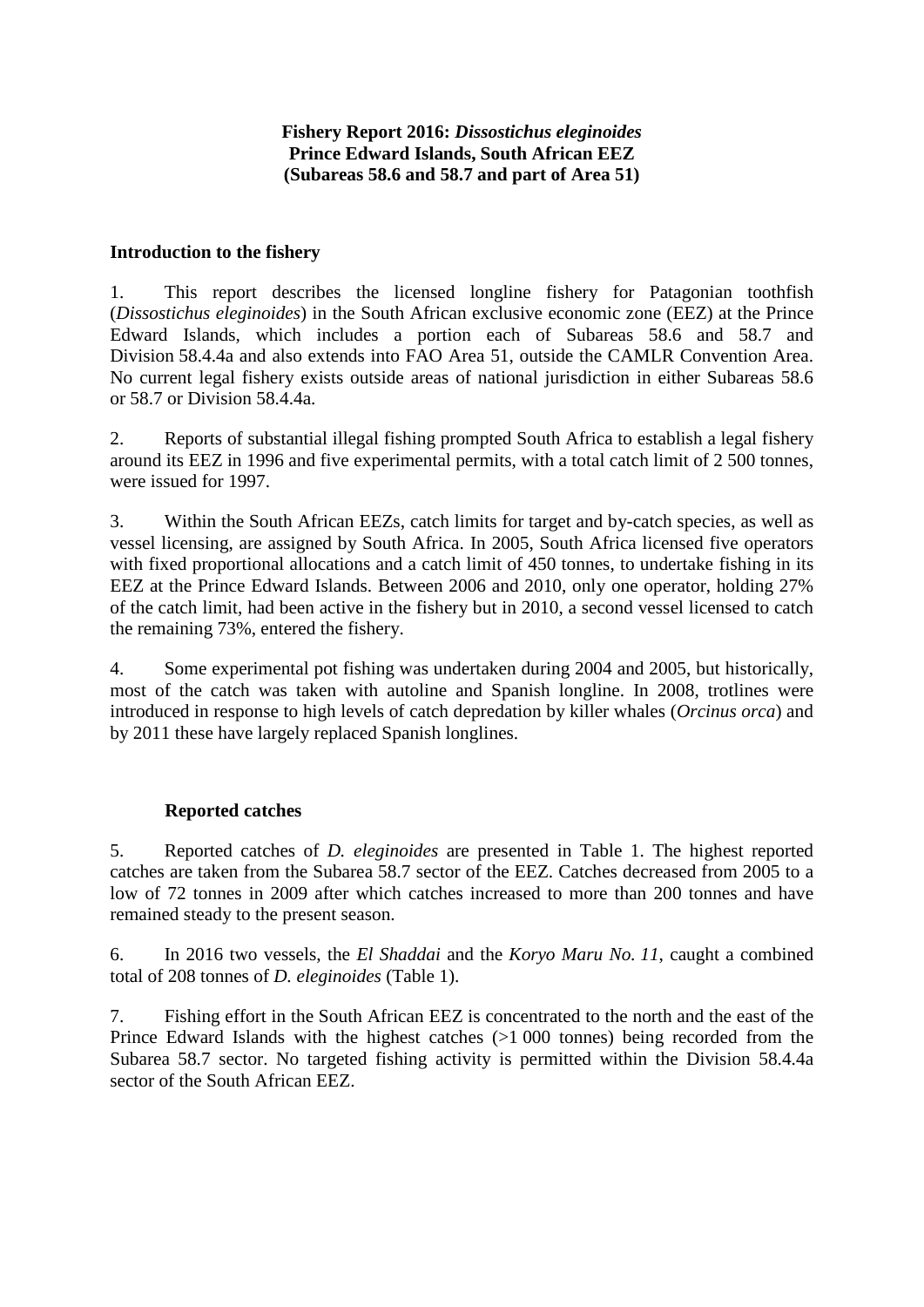**Fishery Report 2016: *Dissostichus eleginoides***
**Prince Edward Islands, South African EEZ**
**(Subareas 58.6 and 58.7 and part of Area 51)**

## Introduction to the fishery

1. This report describes the licensed longline fishery for Patagonian toothfish (*Dissostichus eleginoides*) in the South African exclusive economic zone (EEZ) at the Prince Edward Islands, which includes a portion each of Subareas 58.6 and 58.7 and Division 58.4.4a and also extends into FAO Area 51, outside the CAMLR Convention Area. No current legal fishery exists outside areas of national jurisdiction in either Subareas 58.6 or 58.7 or Division 58.4.4a.

2. Reports of substantial illegal fishing prompted South Africa to establish a legal fishery around its EEZ in 1996 and five experimental permits, with a total catch limit of 2 500 tonnes, were issued for 1997.

3. Within the South African EEZs, catch limits for target and by-catch species, as well as vessel licensing, are assigned by South Africa. In 2005, South Africa licensed five operators with fixed proportional allocations and a catch limit of 450 tonnes, to undertake fishing in its EEZ at the Prince Edward Islands. Between 2006 and 2010, only one operator, holding 27% of the catch limit, had been active in the fishery but in 2010, a second vessel licensed to catch the remaining 73%, entered the fishery.

4. Some experimental pot fishing was undertaken during 2004 and 2005, but historically, most of the catch was taken with autoline and Spanish longline. In 2008, trotlines were introduced in response to high levels of catch depredation by killer whales (*Orcinus orca*) and by 2011 these have largely replaced Spanish longlines.

### Reported catches

5. Reported catches of *D. eleginoides* are presented in Table 1. The highest reported catches are taken from the Subarea 58.7 sector of the EEZ. Catches decreased from 2005 to a low of 72 tonnes in 2009 after which catches increased to more than 200 tonnes and have remained steady to the present season.

6. In 2016 two vessels, the *El Shaddai* and the *Koryo Maru No. 11*, caught a combined total of 208 tonnes of *D. eleginoides* (Table 1).

7. Fishing effort in the South African EEZ is concentrated to the north and the east of the Prince Edward Islands with the highest catches (>1 000 tonnes) being recorded from the Subarea 58.7 sector. No targeted fishing activity is permitted within the Division 58.4.4a sector of the South African EEZ.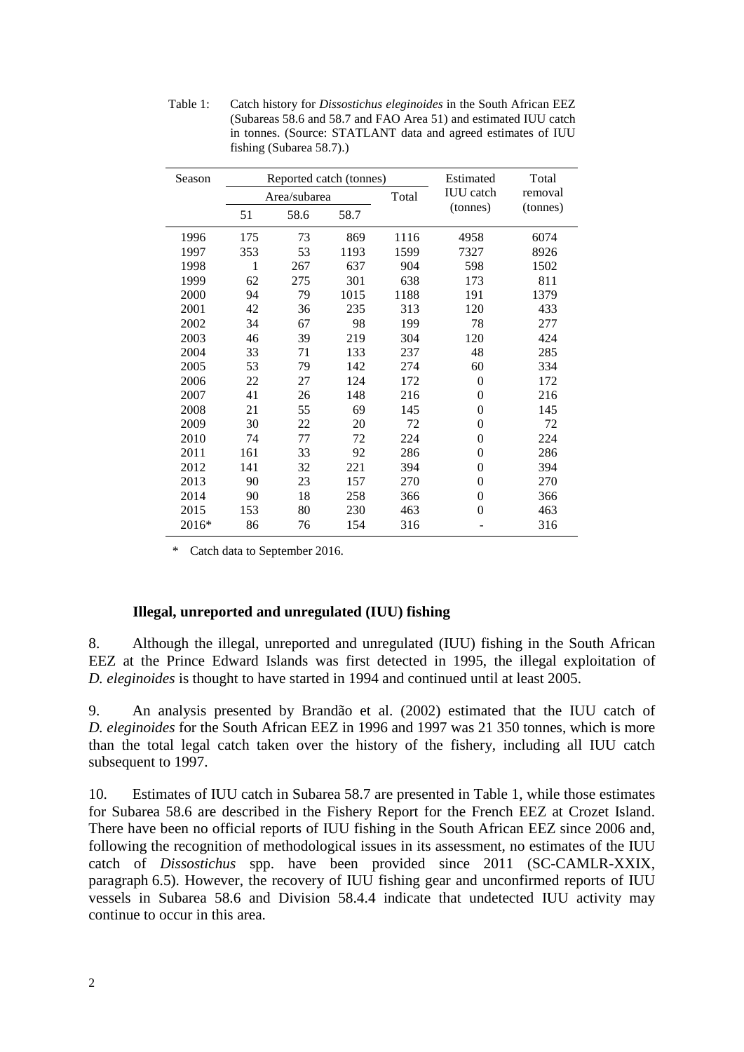Table 1: Catch history for *Dissostichus eleginoides* in the South African EEZ (Subareas 58.6 and 58.7 and FAO Area 51) and estimated IUU catch in tonnes. (Source: STATLANT data and agreed estimates of IUU fishing (Subarea 58.7).)

| Season | Reported catch (tonnes) | | | | Estimated IUU catch (tonnes) | Total removal (tonnes) |
|---|---|---|---|---|---|---|
| | Area/subarea | | | Total | | |
| | 51 | 58.6 | 58.7 | | | |
| 1996 | 175 | 73 | 869 | 1116 | 4958 | 6074 |
| 1997 | 353 | 53 | 1193 | 1599 | 7327 | 8926 |
| 1998 | 1 | 267 | 637 | 904 | 598 | 1502 |
| 1999 | 62 | 275 | 301 | 638 | 173 | 811 |
| 2000 | 94 | 79 | 1015 | 1188 | 191 | 1379 |
| 2001 | 42 | 36 | 235 | 313 | 120 | 433 |
| 2002 | 34 | 67 | 98 | 199 | 78 | 277 |
| 2003 | 46 | 39 | 219 | 304 | 120 | 424 |
| 2004 | 33 | 71 | 133 | 237 | 48 | 285 |
| 2005 | 53 | 79 | 142 | 274 | 60 | 334 |
| 2006 | 22 | 27 | 124 | 172 | 0 | 172 |
| 2007 | 41 | 26 | 148 | 216 | 0 | 216 |
| 2008 | 21 | 55 | 69 | 145 | 0 | 145 |
| 2009 | 30 | 22 | 20 | 72 | 0 | 72 |
| 2010 | 74 | 77 | 72 | 224 | 0 | 224 |
| 2011 | 161 | 33 | 92 | 286 | 0 | 286 |
| 2012 | 141 | 32 | 221 | 394 | 0 | 394 |
| 2013 | 90 | 23 | 157 | 270 | 0 | 270 |
| 2014 | 90 | 18 | 258 | 366 | 0 | 366 |
| 2015 | 153 | 80 | 230 | 463 | 0 | 463 |
| 2016* | 86 | 76 | 154 | 316 | - | 316 |

\* Catch data to September 2016.

### Illegal, unreported and unregulated (IUU) fishing

8. Although the illegal, unreported and unregulated (IUU) fishing in the South African EEZ at the Prince Edward Islands was first detected in 1995, the illegal exploitation of *D. eleginoides* is thought to have started in 1994 and continued until at least 2005.

9. An analysis presented by Brandão et al. (2002) estimated that the IUU catch of *D. eleginoides* for the South African EEZ in 1996 and 1997 was 21 350 tonnes, which is more than the total legal catch taken over the history of the fishery, including all IUU catch subsequent to 1997.

10. Estimates of IUU catch in Subarea 58.7 are presented in Table 1, while those estimates for Subarea 58.6 are described in the Fishery Report for the French EEZ at Crozet Island. There have been no official reports of IUU fishing in the South African EEZ since 2006 and, following the recognition of methodological issues in its assessment, no estimates of the IUU catch of *Dissostichus* spp. have been provided since 2011 (SC-CAMLR-XXIX, paragraph 6.5). However, the recovery of IUU fishing gear and unconfirmed reports of IUU vessels in Subarea 58.6 and Division 58.4.4 indicate that undetected IUU activity may continue to occur in this area.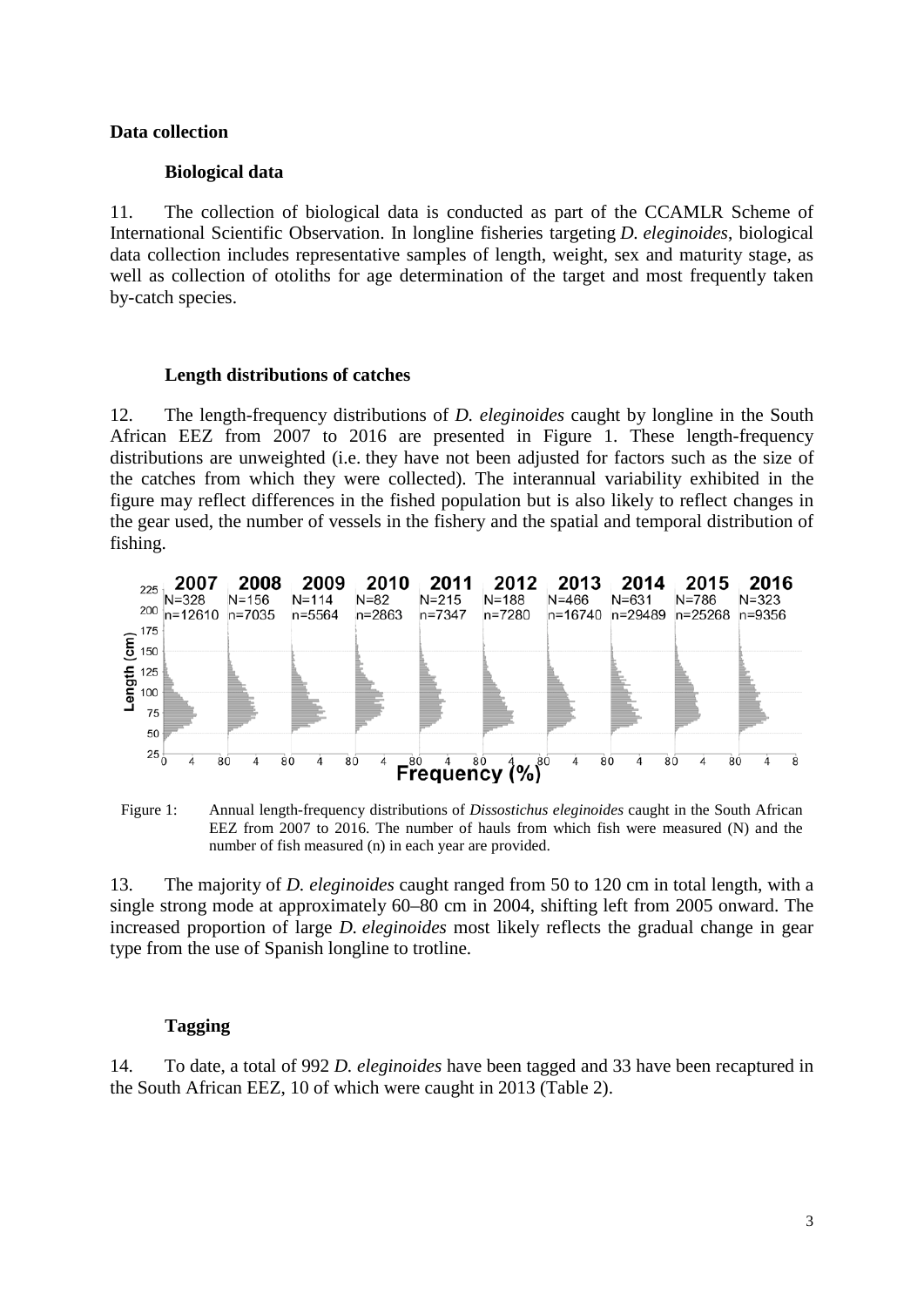## Data collection

### Biological data

11. The collection of biological data is conducted as part of the CCAMLR Scheme of International Scientific Observation. In longline fisheries targeting *D. eleginoides*, biological data collection includes representative samples of length, weight, sex and maturity stage, as well as collection of otoliths for age determination of the target and most frequently taken by-catch species.

### Length distributions of catches

12. The length-frequency distributions of *D. eleginoides* caught by longline in the South African EEZ from 2007 to 2016 are presented in Figure 1. These length-frequency distributions are unweighted (i.e. they have not been adjusted for factors such as the size of the catches from which they were collected). The interannual variability exhibited in the figure may reflect differences in the fished population but is also likely to reflect changes in the gear used, the number of vessels in the fishery and the spatial and temporal distribution of fishing.

Figure 1: Annual length-frequency distributions of *Dissostichus eleginoides* caught in the South African EEZ from 2007 to 2016. The number of hauls from which fish were measured (N) and the number of fish measured (n) in each year are provided.

13. The majority of *D. eleginoides* caught ranged from 50 to 120 cm in total length, with a single strong mode at approximately 60–80 cm in 2004, shifting left from 2005 onward. The increased proportion of large *D. eleginoides* most likely reflects the gradual change in gear type from the use of Spanish longline to trotline.

### Tagging

14. To date, a total of 992 *D. eleginoides* have been tagged and 33 have been recaptured in the South African EEZ, 10 of which were caught in 2013 (Table 2).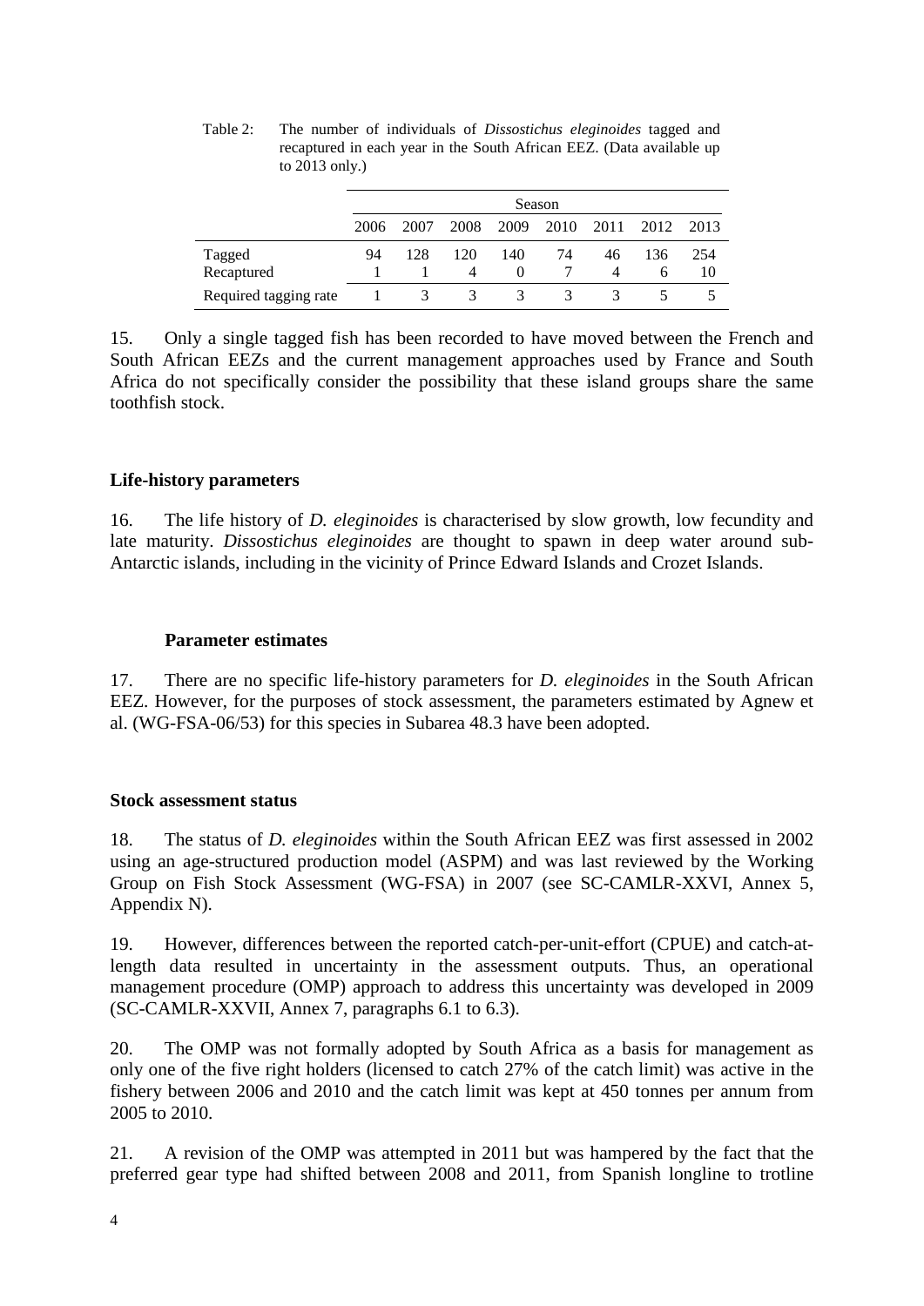Table 2: The number of individuals of *Dissostichus eleginoides* tagged and recaptured in each year in the South African EEZ. (Data available up to 2013 only.)

| | Season | | | | | | | |
|---|---|---|---|---|---|---|---|---|
| | 2006 | 2007 | 2008 | 2009 | 2010 | 2011 | 2012 | 2013 |
| Tagged | 94 | 128 | 120 | 140 | 74 | 46 | 136 | 254 |
| Recaptured | 1 | 1 | 4 | 0 | 7 | 4 | 6 | 10 |
| Required tagging rate | 1 | 3 | 3 | 3 | 3 | 3 | 5 | 5 |

15. Only a single tagged fish has been recorded to have moved between the French and South African EEZs and the current management approaches used by France and South Africa do not specifically consider the possibility that these island groups share the same toothfish stock.

## Life-history parameters

16. The life history of *D. eleginoides* is characterised by slow growth, low fecundity and late maturity. *Dissostichus eleginoides* are thought to spawn in deep water around sub-Antarctic islands, including in the vicinity of Prince Edward Islands and Crozet Islands.

### Parameter estimates

17. There are no specific life-history parameters for *D. eleginoides* in the South African EEZ. However, for the purposes of stock assessment, the parameters estimated by Agnew et al. (WG-FSA-06/53) for this species in Subarea 48.3 have been adopted.

## Stock assessment status

18. The status of *D. eleginoides* within the South African EEZ was first assessed in 2002 using an age-structured production model (ASPM) and was last reviewed by the Working Group on Fish Stock Assessment (WG-FSA) in 2007 (see SC-CAMLR-XXVI, Annex 5, Appendix N).

19. However, differences between the reported catch-per-unit-effort (CPUE) and catch-at-length data resulted in uncertainty in the assessment outputs. Thus, an operational management procedure (OMP) approach to address this uncertainty was developed in 2009 (SC-CAMLR-XXVII, Annex 7, paragraphs 6.1 to 6.3).

20. The OMP was not formally adopted by South Africa as a basis for management as only one of the five right holders (licensed to catch 27% of the catch limit) was active in the fishery between 2006 and 2010 and the catch limit was kept at 450 tonnes per annum from 2005 to 2010.

21. A revision of the OMP was attempted in 2011 but was hampered by the fact that the preferred gear type had shifted between 2008 and 2011, from Spanish longline to trotline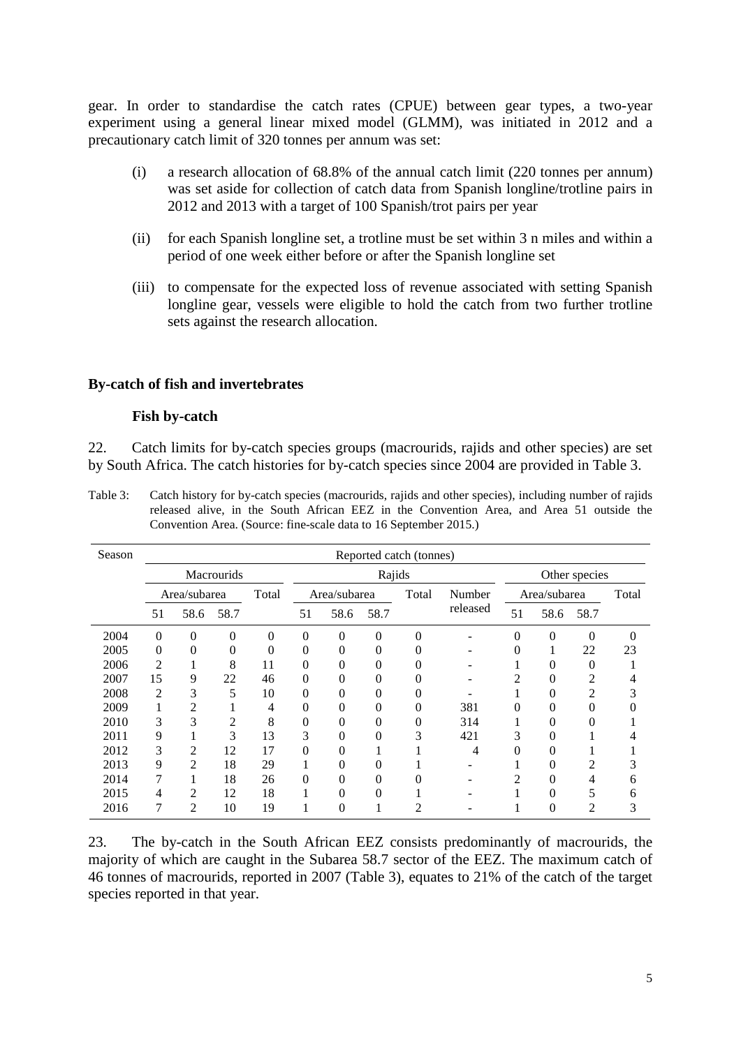gear. In order to standardise the catch rates (CPUE) between gear types, a two-year experiment using a general linear mixed model (GLMM), was initiated in 2012 and a precautionary catch limit of 320 tonnes per annum was set:

(i) a research allocation of 68.8% of the annual catch limit (220 tonnes per annum) was set aside for collection of catch data from Spanish longline/trotline pairs in 2012 and 2013 with a target of 100 Spanish/trot pairs per year

(ii) for each Spanish longline set, a trotline must be set within 3 n miles and within a period of one week either before or after the Spanish longline set

(iii) to compensate for the expected loss of revenue associated with setting Spanish longline gear, vessels were eligible to hold the catch from two further trotline sets against the research allocation.

## By-catch of fish and invertebrates

### Fish by-catch

22. Catch limits for by-catch species groups (macrourids, rajids and other species) are set by South Africa. The catch histories for by-catch species since 2004 are provided in Table 3.

Table 3: Catch history for by-catch species (macrourids, rajids and other species), including number of rajids released alive, in the South African EEZ in the Convention Area, and Area 51 outside the Convention Area. (Source: fine-scale data to 16 September 2015.)

| Season | Reported catch (tonnes) | | | | | | | | | | | | |
|---|---|---|---|---|---|---|---|---|---|---|---|---|---|
| | Macrourids | | | | Rajids | | | | | Other species | | | |
| | Area/subarea | | | Total | Area/subarea | | | Total | Number released | Area/subarea | | | Total |
| | 51 | 58.6 | 58.7 | | 51 | 58.6 | 58.7 | | | 51 | 58.6 | 58.7 | |
| 2004 | 0 | 0 | 0 | 0 | 0 | 0 | 0 | 0 | - | 0 | 0 | 0 | 0 |
| 2005 | 0 | 0 | 0 | 0 | 0 | 0 | 0 | 0 | - | 0 | 1 | 22 | 23 |
| 2006 | 2 | 1 | 8 | 11 | 0 | 0 | 0 | 0 | - | 1 | 0 | 0 | 1 |
| 2007 | 15 | 9 | 22 | 46 | 0 | 0 | 0 | 0 | - | 2 | 0 | 2 | 4 |
| 2008 | 2 | 3 | 5 | 10 | 0 | 0 | 0 | 0 | - | 1 | 0 | 2 | 3 |
| 2009 | 1 | 2 | 1 | 4 | 0 | 0 | 0 | 0 | 381 | 0 | 0 | 0 | 0 |
| 2010 | 3 | 3 | 2 | 8 | 0 | 0 | 0 | 0 | 314 | 1 | 0 | 0 | 1 |
| 2011 | 9 | 1 | 3 | 13 | 3 | 0 | 0 | 3 | 421 | 3 | 0 | 1 | 4 |
| 2012 | 3 | 2 | 12 | 17 | 0 | 0 | 1 | 1 | 4 | 0 | 0 | 1 | 1 |
| 2013 | 9 | 2 | 18 | 29 | 1 | 0 | 0 | 1 | - | 1 | 0 | 2 | 3 |
| 2014 | 7 | 1 | 18 | 26 | 0 | 0 | 0 | 0 | - | 2 | 0 | 4 | 6 |
| 2015 | 4 | 2 | 12 | 18 | 1 | 0 | 0 | 1 | - | 1 | 0 | 5 | 6 |
| 2016 | 7 | 2 | 10 | 19 | 1 | 0 | 1 | 2 | - | 1 | 0 | 2 | 3 |

23. The by-catch in the South African EEZ consists predominantly of macrourids, the majority of which are caught in the Subarea 58.7 sector of the EEZ. The maximum catch of 46 tonnes of macrourids, reported in 2007 (Table 3), equates to 21% of the catch of the target species reported in that year.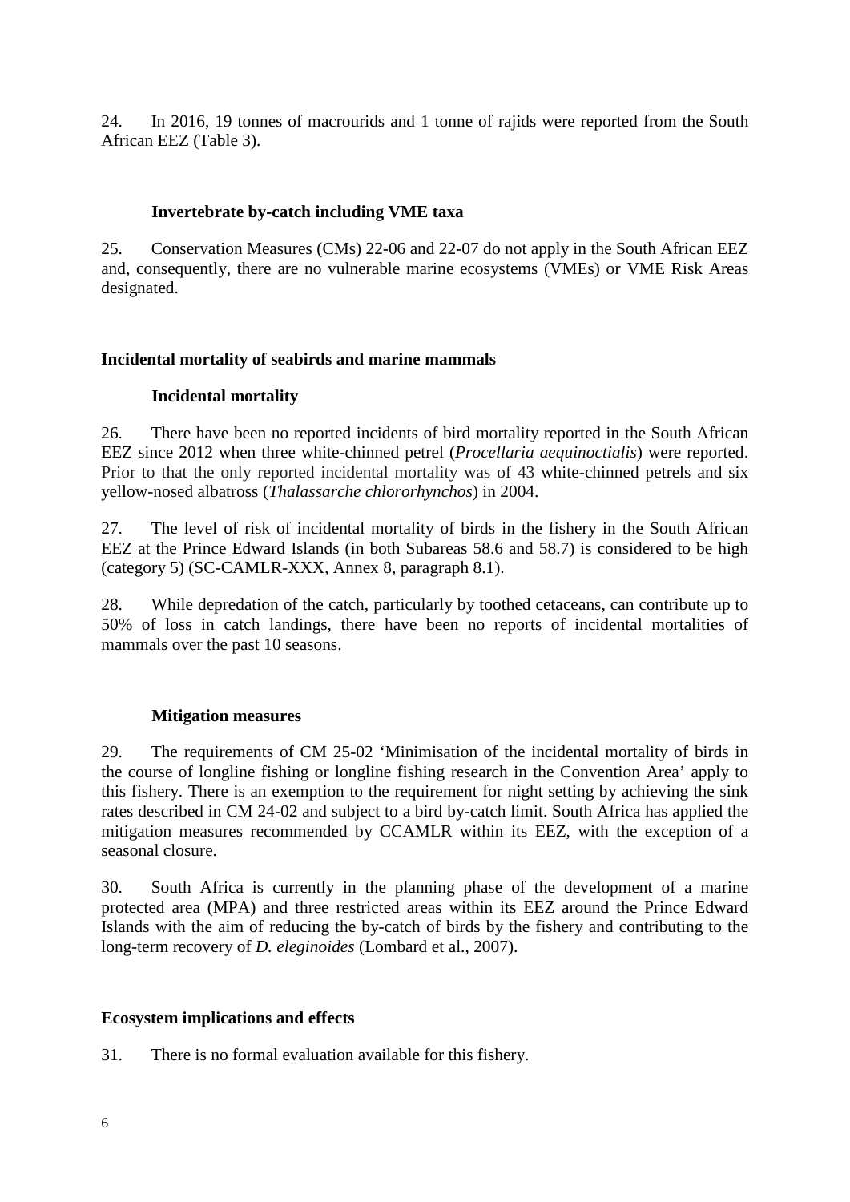24. In 2016, 19 tonnes of macrourids and 1 tonne of rajids were reported from the South African EEZ (Table 3).

### Invertebrate by-catch including VME taxa

25. Conservation Measures (CMs) 22-06 and 22-07 do not apply in the South African EEZ and, consequently, there are no vulnerable marine ecosystems (VMEs) or VME Risk Areas designated.

## Incidental mortality of seabirds and marine mammals

### Incidental mortality

26. There have been no reported incidents of bird mortality reported in the South African EEZ since 2012 when three white-chinned petrel (*Procellaria aequinoctialis*) were reported. Prior to that the only reported incidental mortality was of 43 white-chinned petrels and six yellow-nosed albatross (*Thalassarche chlororhynchos*) in 2004.

27. The level of risk of incidental mortality of birds in the fishery in the South African EEZ at the Prince Edward Islands (in both Subareas 58.6 and 58.7) is considered to be high (category 5) (SC-CAMLR-XXX, Annex 8, paragraph 8.1).

28. While depredation of the catch, particularly by toothed cetaceans, can contribute up to 50% of loss in catch landings, there have been no reports of incidental mortalities of mammals over the past 10 seasons.

### Mitigation measures

29. The requirements of CM 25-02 'Minimisation of the incidental mortality of birds in the course of longline fishing or longline fishing research in the Convention Area' apply to this fishery. There is an exemption to the requirement for night setting by achieving the sink rates described in CM 24-02 and subject to a bird by-catch limit. South Africa has applied the mitigation measures recommended by CCAMLR within its EEZ, with the exception of a seasonal closure.

30. South Africa is currently in the planning phase of the development of a marine protected area (MPA) and three restricted areas within its EEZ around the Prince Edward Islands with the aim of reducing the by-catch of birds by the fishery and contributing to the long-term recovery of *D. eleginoides* (Lombard et al., 2007).

## Ecosystem implications and effects

31. There is no formal evaluation available for this fishery.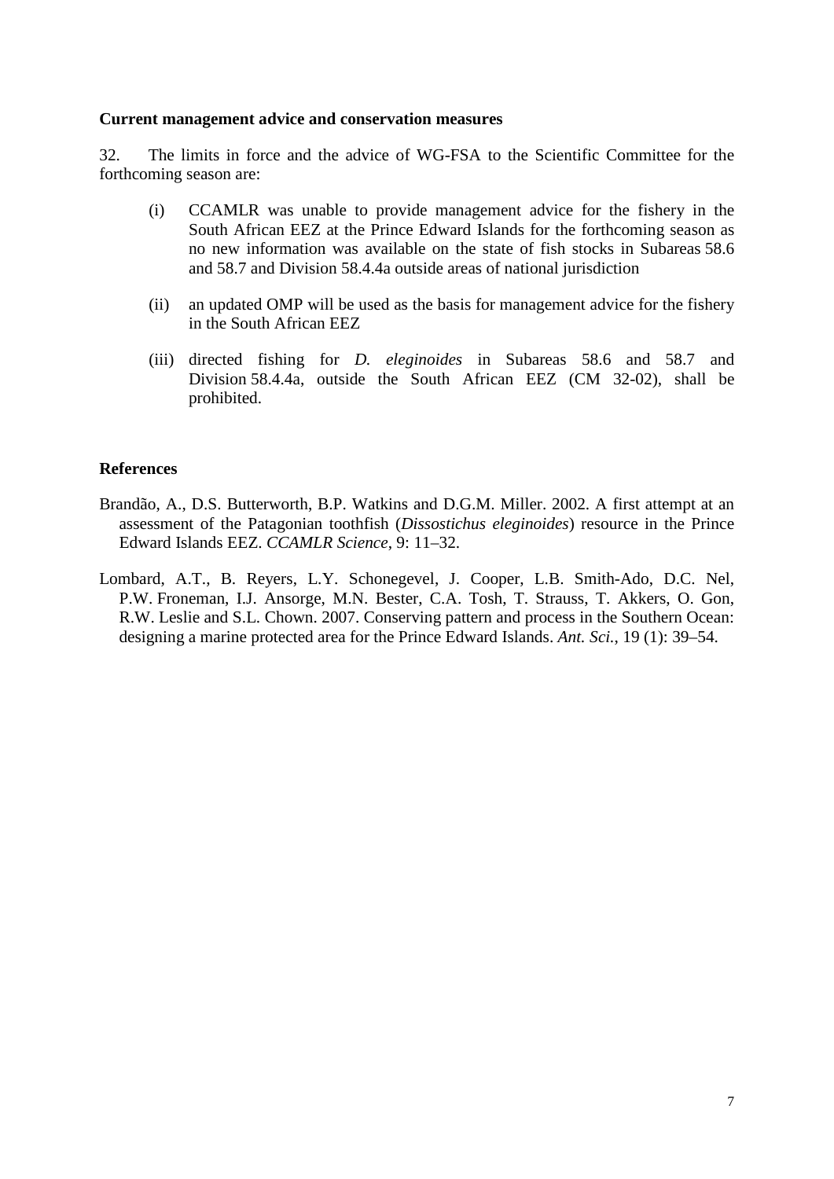**Current management advice and conservation measures**

32. The limits in force and the advice of WG-FSA to the Scientific Committee for the forthcoming season are:

(i) CCAMLR was unable to provide management advice for the fishery in the South African EEZ at the Prince Edward Islands for the forthcoming season as no new information was available on the state of fish stocks in Subareas 58.6 and 58.7 and Division 58.4.4a outside areas of national jurisdiction

(ii) an updated OMP will be used as the basis for management advice for the fishery in the South African EEZ

(iii) directed fishing for *D. eleginoides* in Subareas 58.6 and 58.7 and Division 58.4.4a, outside the South African EEZ (CM 32-02), shall be prohibited.

**References**

Brandão, A., D.S. Butterworth, B.P. Watkins and D.G.M. Miller. 2002. A first attempt at an assessment of the Patagonian toothfish (*Dissostichus eleginoides*) resource in the Prince Edward Islands EEZ. *CCAMLR Science*, 9: 11–32.

Lombard, A.T., B. Reyers, L.Y. Schonegevel, J. Cooper, L.B. Smith-Ado, D.C. Nel, P.W. Froneman, I.J. Ansorge, M.N. Bester, C.A. Tosh, T. Strauss, T. Akkers, O. Gon, R.W. Leslie and S.L. Chown. 2007. Conserving pattern and process in the Southern Ocean: designing a marine protected area for the Prince Edward Islands. *Ant. Sci.*, 19 (1): 39–54.